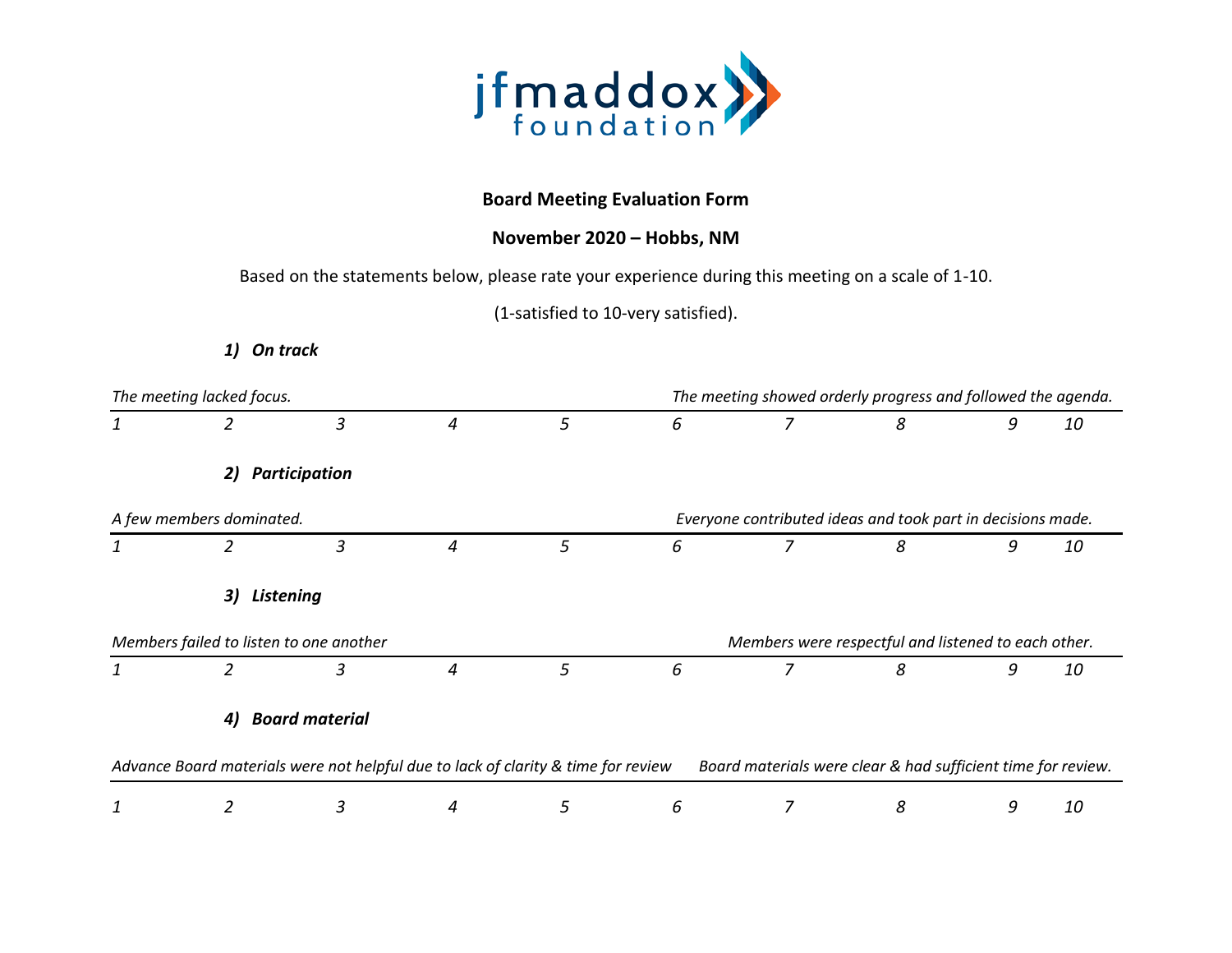jfmaddox foundation

**Board Meeting Evaluation Form**

**November 2020 – Hobbs, NM**

Based on the statements below, please rate your experience during this meeting on a scale of 1-10.

(1-satisfied to 10-very satisfied).

***1) On track***

| *The meeting lacked focus.* | | | | | *The meeting showed orderly progress and followed the agenda.* | | | | |
|---|---|---|---|---|---|---|---|---|---|
| *1* | *2* | *3* | *4* | *5* | *6* | *7* | *8* | *9* | *10* |

***2) Participation***

| *A few members dominated.* | | | | | *Everyone contributed ideas and took part in decisions made.* | | | | |
|---|---|---|---|---|---|---|---|---|---|
| *1* | *2* | *3* | *4* | *5* | *6* | *7* | *8* | *9* | *10* |

***3) Listening***

| *Members failed to listen to one another* | | | | | | *Members were respectful and listened to each other.* | | | |
|---|---|---|---|---|---|---|---|---|---|
| *1* | *2* | *3* | *4* | *5* | *6* | *7* | *8* | *9* | *10* |

***4) Board material***

| *Advance Board materials were not helpful due to lack of clarity & time for review* | | | | | | *Board materials were clear & had sufficient time for review.* | | | |
|---|---|---|---|---|---|---|---|---|---|
| *1* | *2* | *3* | *4* | *5* | *6* | *7* | *8* | *9* | *10* |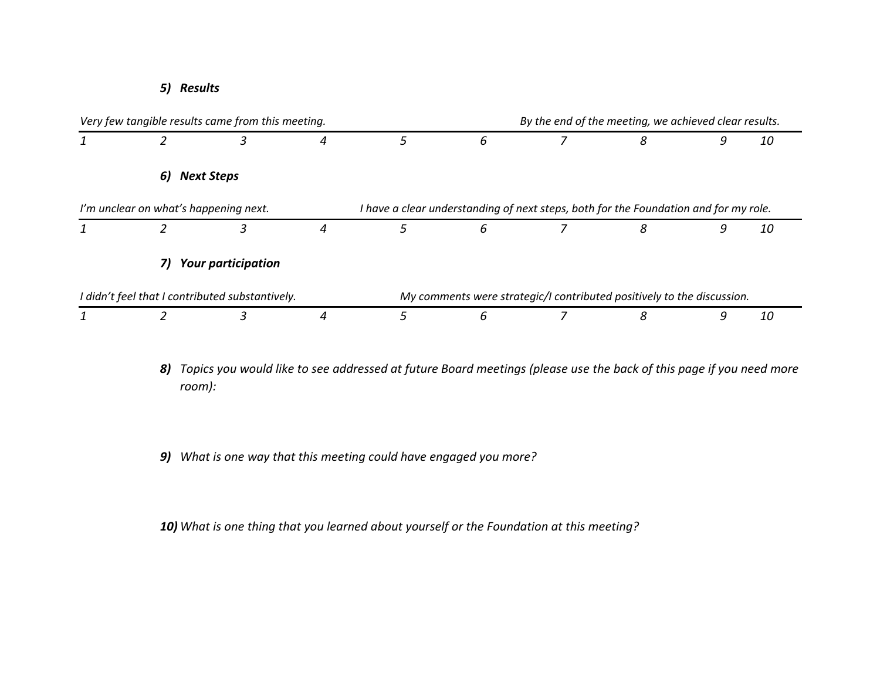***5) Results***

| *Very few tangible results came from this meeting.* | | | | | | *By the end of the meeting, we achieved clear results.* | | | |
|---|---|---|---|---|---|---|---|---|---|
| *1* | *2* | *3* | *4* | *5* | *6* | *7* | *8* | *9* | *10* |

***6) Next Steps***

| *I'm unclear on what's happening next.* | | | | *I have a clear understanding of next steps, both for the Foundation and for my role.* | | | | | |
|---|---|---|---|---|---|---|---|---|---|
| *1* | *2* | *3* | *4* | *5* | *6* | *7* | *8* | *9* | *10* |

***7) Your participation***

| *I didn't feel that I contributed substantively.* | | | | *My comments were strategic/I contributed positively to the discussion.* | | | | | |
|---|---|---|---|---|---|---|---|---|---|
| *1* | *2* | *3* | *4* | *5* | *6* | *7* | *8* | *9* | *10* |

***8)*** *Topics you would like to see addressed at future Board meetings (please use the back of this page if you need more room):*

***9)*** *What is one way that this meeting could have engaged you more?*

***10)*** *What is one thing that you learned about yourself or the Foundation at this meeting?*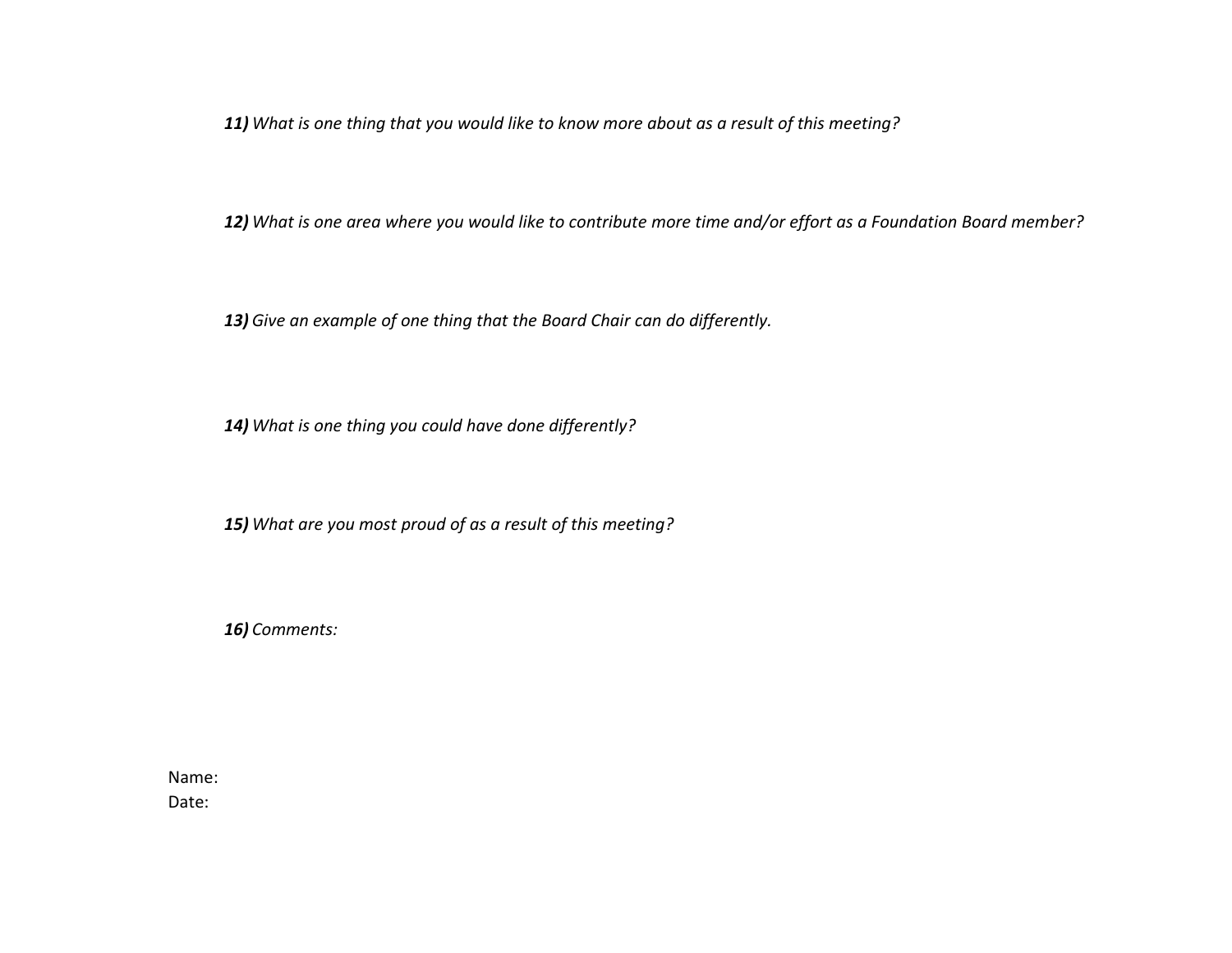***11)*** *What is one thing that you would like to know more about as a result of this meeting?*

***12)*** *What is one area where you would like to contribute more time and/or effort as a Foundation Board member?*

***13)*** *Give an example of one thing that the Board Chair can do differently.*

***14)*** *What is one thing you could have done differently?*

***15)*** *What are you most proud of as a result of this meeting?*

***16)*** *Comments:*

Name:
Date: